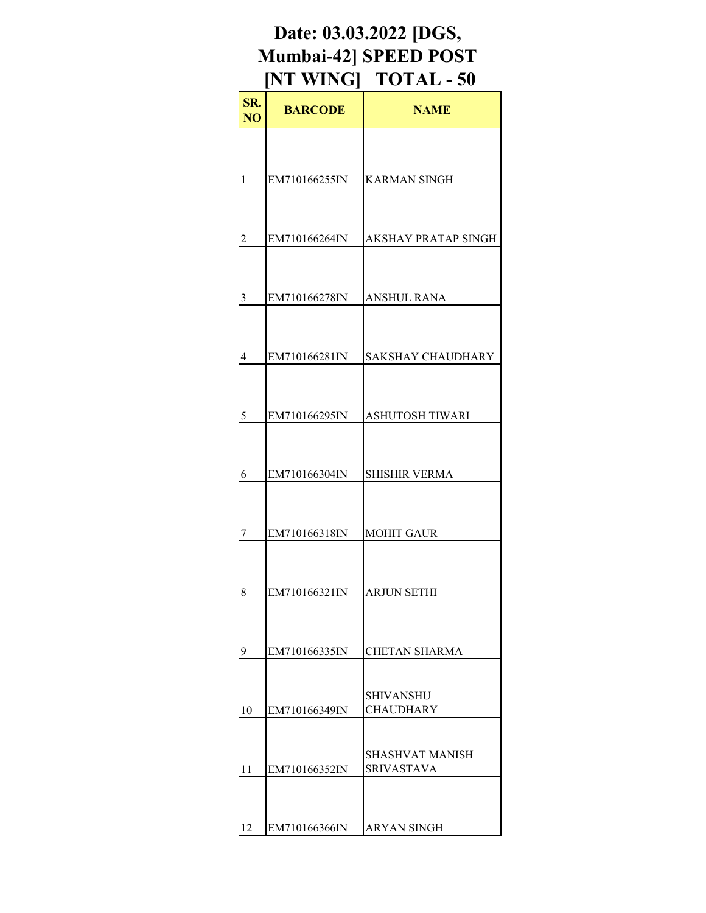# Date: 03.03.2022 [DGS, Mumbai-42] SPEED POST [NT WING] TOTAL - 50

| SR. NO | BARCODE | NAME |
|---|---|---|
| 1 | EM710166255IN | KARMAN SINGH |
| 2 | EM710166264IN | AKSHAY PRATAP SINGH |
| 3 | EM710166278IN | ANSHUL RANA |
| 4 | EM710166281IN | SAKSHAY CHAUDHARY |
| 5 | EM710166295IN | ASHUTOSH TIWARI |
| 6 | EM710166304IN | SHISHIR VERMA |
| 7 | EM710166318IN | MOHIT GAUR |
| 8 | EM710166321IN | ARJUN SETHI |
| 9 | EM710166335IN | CHETAN SHARMA |
| 10 | EM710166349IN | SHIVANSHU CHAUDHARY |
| 11 | EM710166352IN | SHASHVAT MANISH SRIVASTAVA |
| 12 | EM710166366IN | ARYAN SINGH |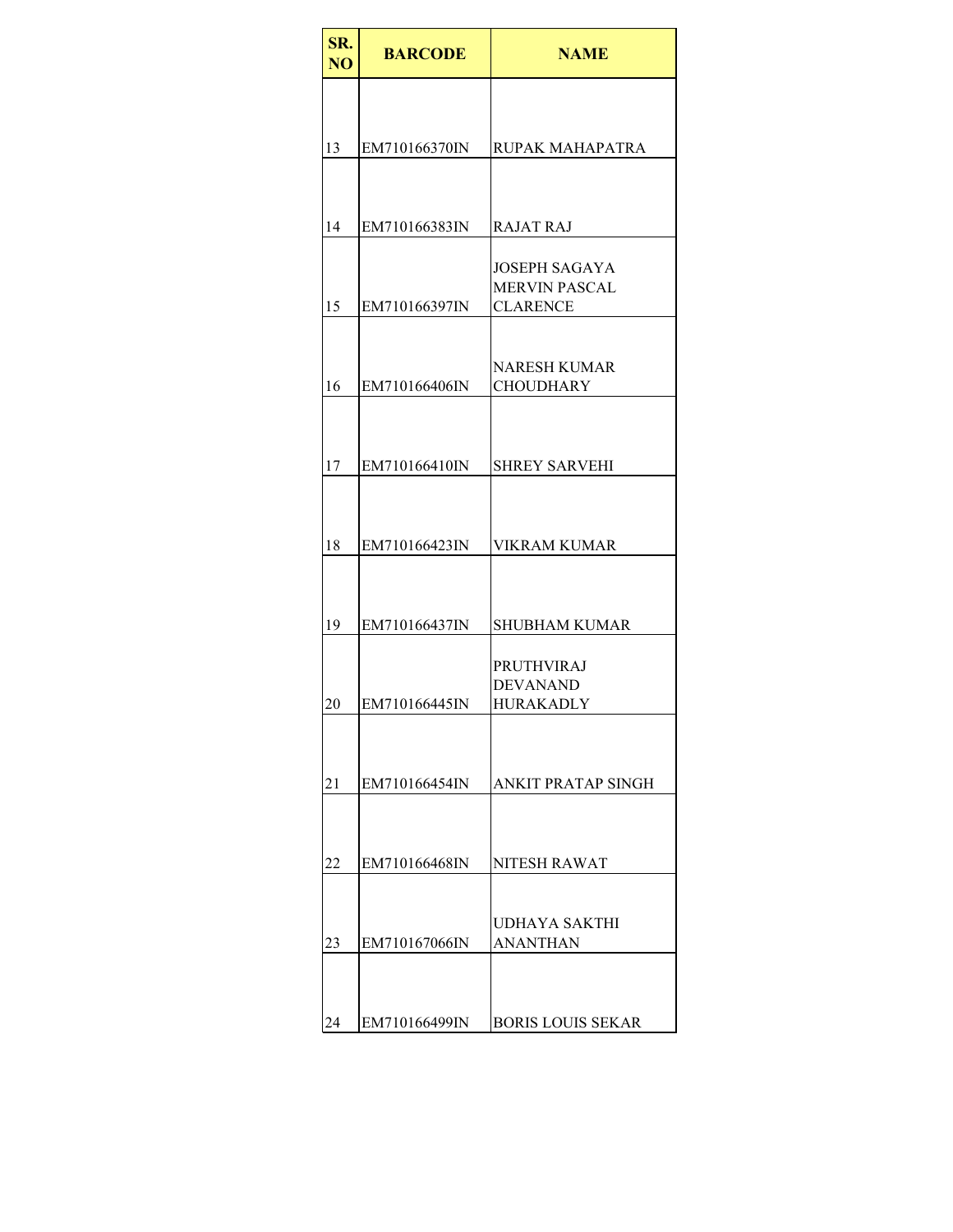| SR. NO | BARCODE | NAME |
|---|---|---|
| 13 | EM710166370IN | RUPAK MAHAPATRA |
| 14 | EM710166383IN | RAJAT RAJ |
| 15 | EM710166397IN | JOSEPH SAGAYA MERVIN PASCAL CLARENCE |
| 16 | EM710166406IN | NARESH KUMAR CHOUDHARY |
| 17 | EM710166410IN | SHREY SARVEHI |
| 18 | EM710166423IN | VIKRAM KUMAR |
| 19 | EM710166437IN | SHUBHAM KUMAR |
| 20 | EM710166445IN | PRUTHVIRAJ DEVANAND HURAKADLY |
| 21 | EM710166454IN | ANKIT PRATAP SINGH |
| 22 | EM710166468IN | NITESH RAWAT |
| 23 | EM710167066IN | UDHAYA SAKTHI ANANTHAN |
| 24 | EM710166499IN | BORIS LOUIS SEKAR |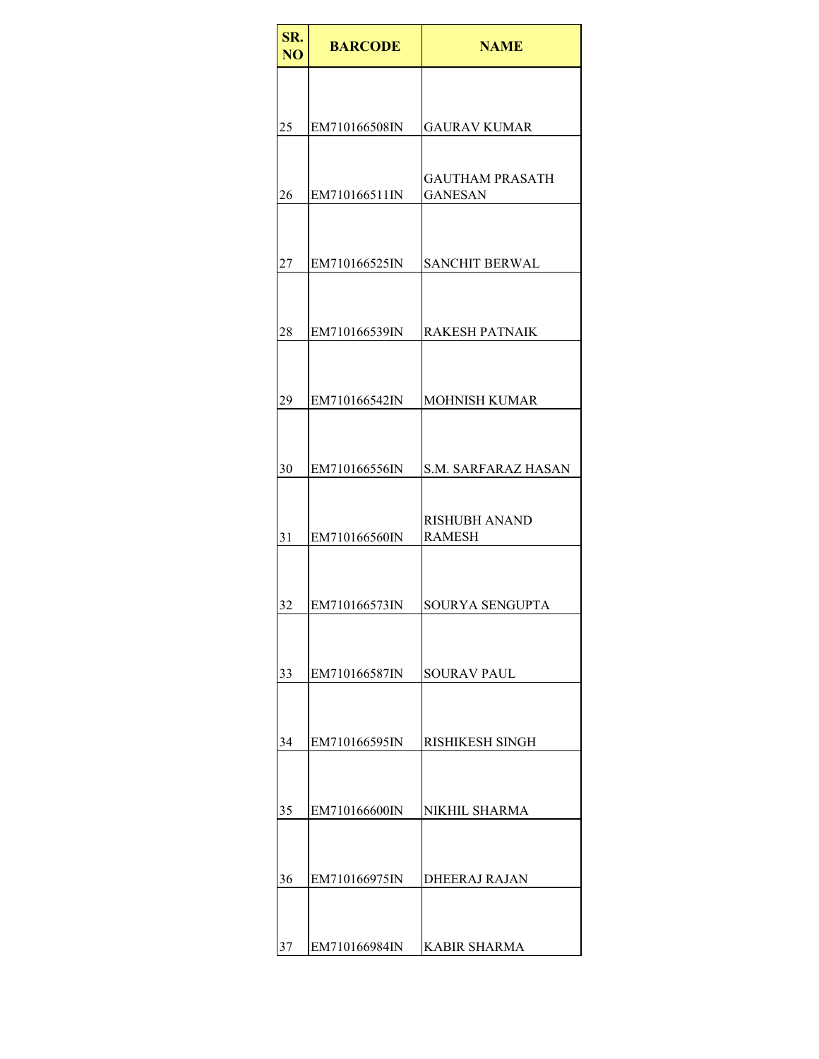| SR. NO | BARCODE | NAME |
| --- | --- | --- |
| 25 | EM710166508IN | GAURAV KUMAR |
| 26 | EM710166511IN | GAUTHAM PRASATH GANESAN |
| 27 | EM710166525IN | SANCHIT BERWAL |
| 28 | EM710166539IN | RAKESH PATNAIK |
| 29 | EM710166542IN | MOHNISH KUMAR |
| 30 | EM710166556IN | S.M. SARFARAZ HASAN |
| 31 | EM710166560IN | RISHUBH ANAND RAMESH |
| 32 | EM710166573IN | SOURYA SENGUPTA |
| 33 | EM710166587IN | SOURAV PAUL |
| 34 | EM710166595IN | RISHIKESH SINGH |
| 35 | EM710166600IN | NIKHIL SHARMA |
| 36 | EM710166975IN | DHEERAJ RAJAN |
| 37 | EM710166984IN | KABIR SHARMA |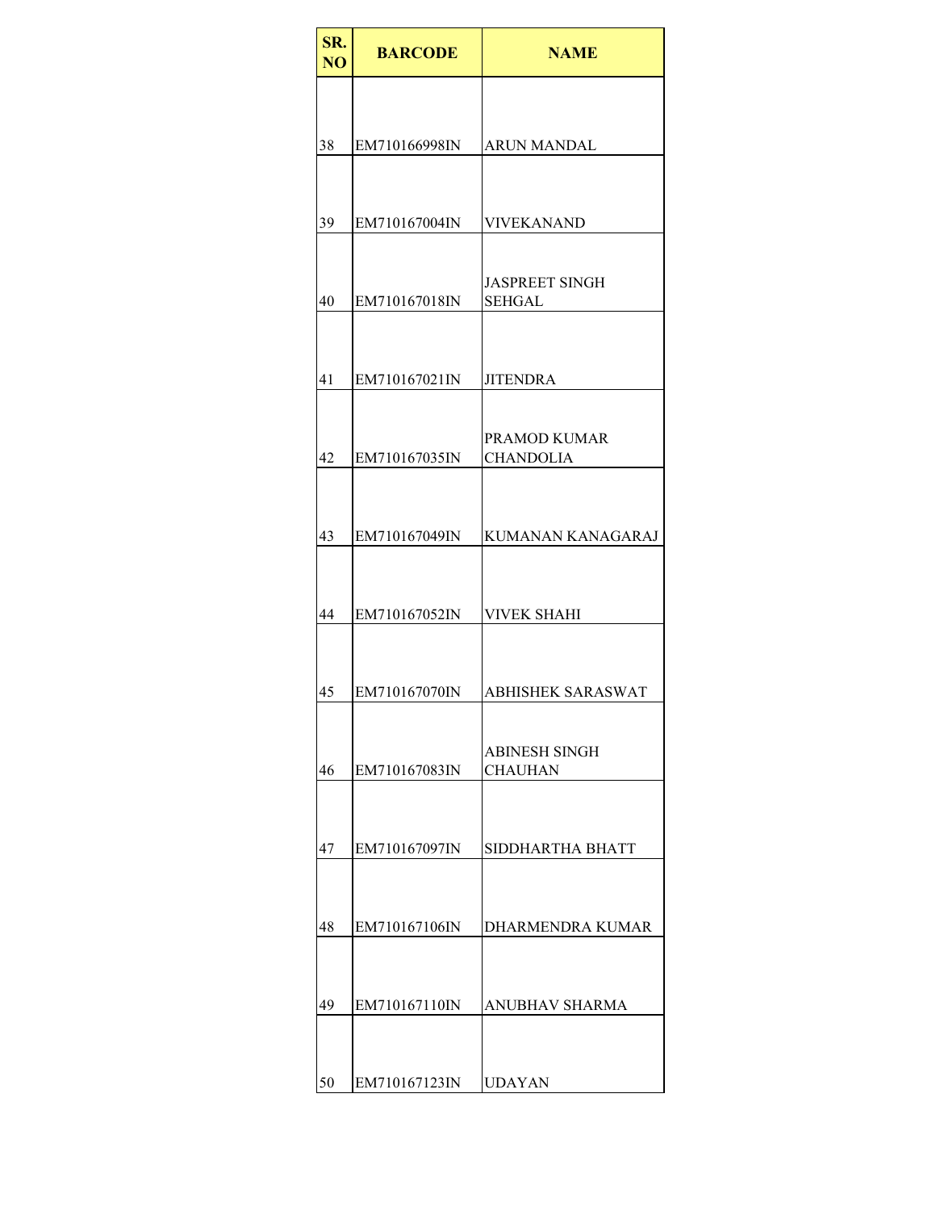| SR. NO | BARCODE | NAME |
|---|---|---|
| 38 | EM710166998IN | ARUN MANDAL |
| 39 | EM710167004IN | VIVEKANAND |
| 40 | EM710167018IN | JASPREET SINGH SEHGAL |
| 41 | EM710167021IN | JITENDRA |
| 42 | EM710167035IN | PRAMOD KUMAR CHANDOLIA |
| 43 | EM710167049IN | KUMANAN KANAGARAJ |
| 44 | EM710167052IN | VIVEK SHAHI |
| 45 | EM710167070IN | ABHISHEK SARASWAT |
| 46 | EM710167083IN | ABINESH SINGH CHAUHAN |
| 47 | EM710167097IN | SIDDHARTHA BHATT |
| 48 | EM710167106IN | DHARMENDRA KUMAR |
| 49 | EM710167110IN | ANUBHAV SHARMA |
| 50 | EM710167123IN | UDAYAN |